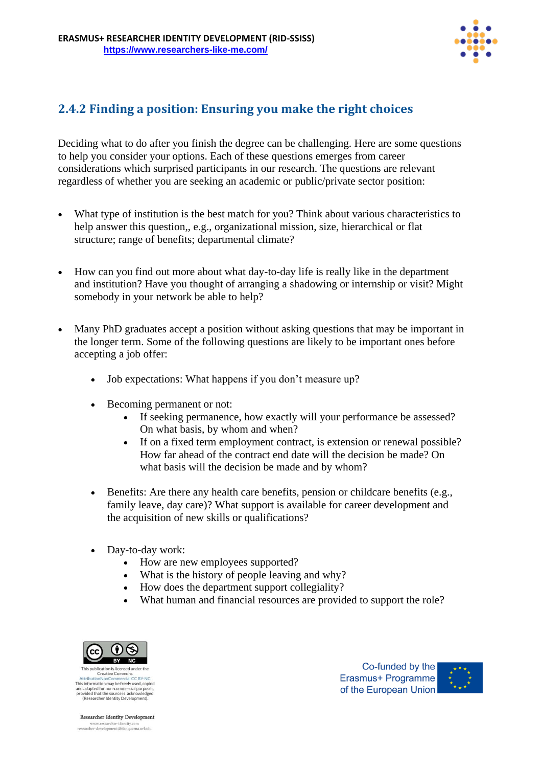## 2.4.2 Finding a position: Ensuring you make the right choices

Deciding what to do after you finish the degree can be challenging. Here are some questions to help you consider your options. Each of these questions emerges from career considerations which surprised participants in our research. The questions are relevant regardless of whether you are seeking an academic or public/private sector position:

- What type of institution is the best match for you? Think about various characteristics to help answer this question,, e.g., organizational mission, size, hierarchical or flat structure; range of benefits; departmental climate?

- How can you find out more about what day-to-day life is really like in the department and institution? Have you thought of arranging a shadowing or internship or visit? Might somebody in your network be able to help?

- Many PhD graduates accept a position without asking questions that may be important in the longer term. Some of the following questions are likely to be important ones before accepting a job offer:

  - Job expectations: What happens if you don't measure up?

  - Becoming permanent or not:
    - If seeking permanence, how exactly will your performance be assessed? On what basis, by whom and when?
    - If on a fixed term employment contract, is extension or renewal possible? How far ahead of the contract end date will the decision be made? On what basis will the decision be made and by whom?

  - Benefits: Are there any health care benefits, pension or childcare benefits (e.g., family leave, day care)? What support is available for career development and the acquisition of new skills or qualifications?

  - Day-to-day work:
    - How are new employees supported?
    - What is the history of people leaving and why?
    - How does the department support collegiality?
    - What human and financial resources are provided to support the role?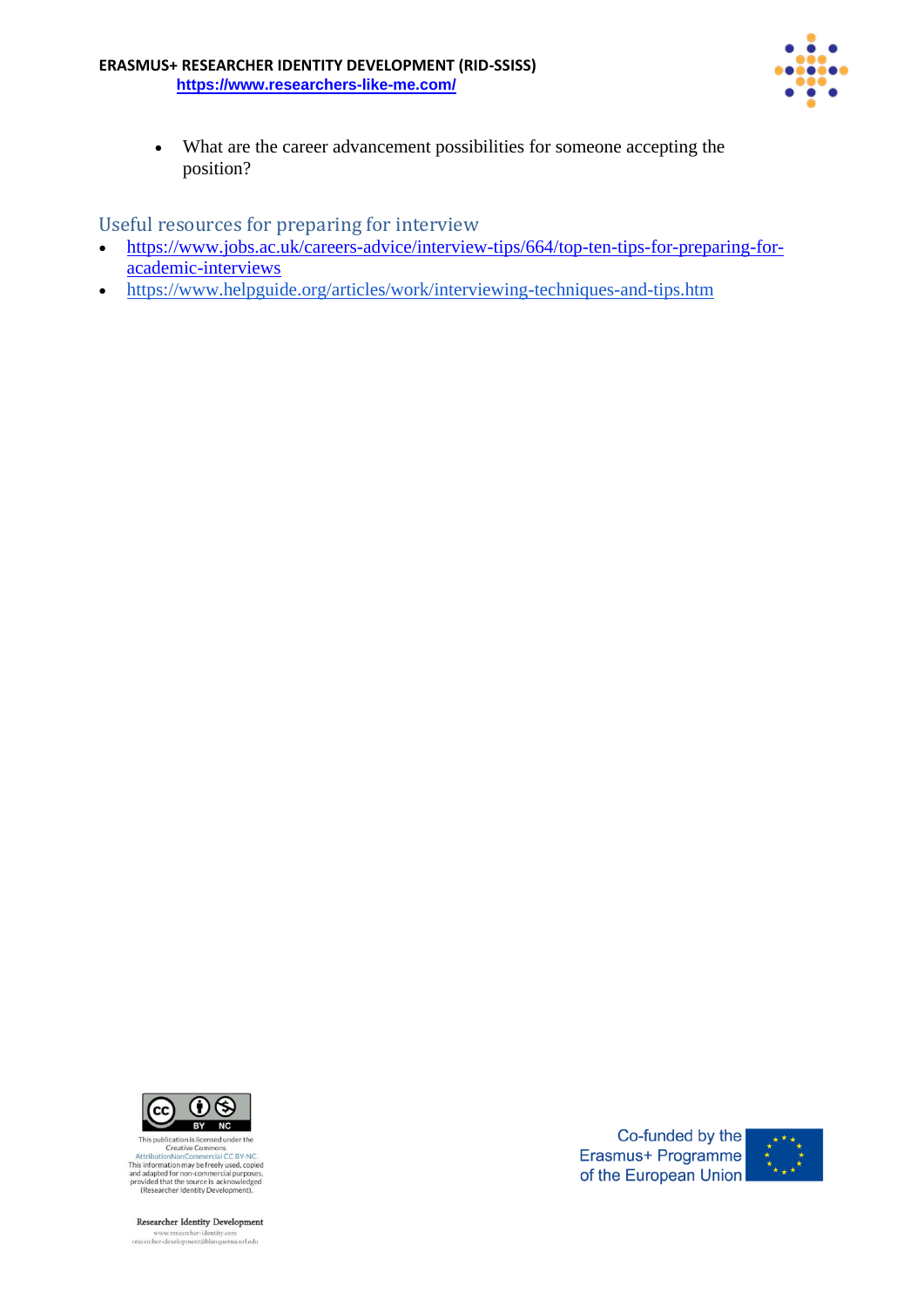- What are the career advancement possibilities for someone accepting the position?

## Useful resources for preparing for interview

- https://www.jobs.ac.uk/careers-advice/interview-tips/664/top-ten-tips-for-preparing-for-academic-interviews
- https://www.helpguide.org/articles/work/interviewing-techniques-and-tips.htm

This publication is licensed under the Creative Commons AttributionNonCommercial CC BY-NC. This information may be freely used, copied and adapted for non-commercial purposes, provided that the source is acknowledged (Researcher Identity Development).

Researcher Identity Development
www.researcher-identity.com
researcher-development@blanquerna.url.edu

Co-funded by the Erasmus+ Programme of the European Union